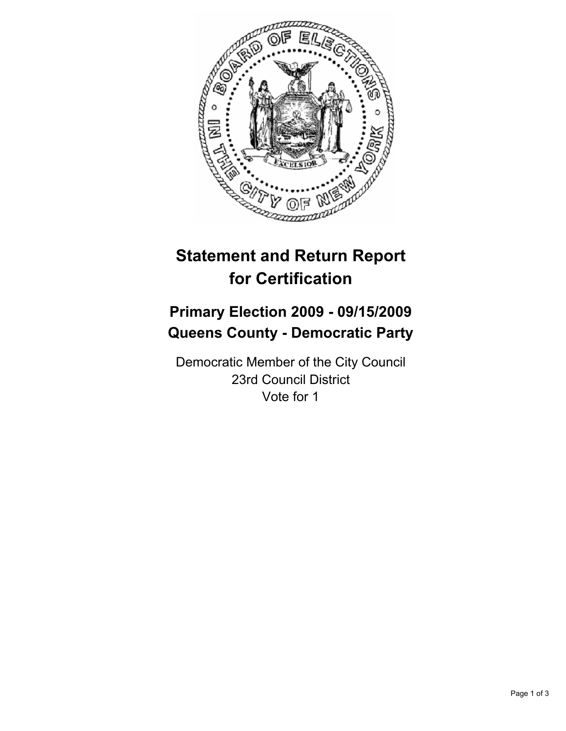# Statement and Return Report for Certification

## Primary Election 2009 - 09/15/2009
## Queens County - Democratic Party

Democratic Member of the City Council
23rd Council District
Vote for 1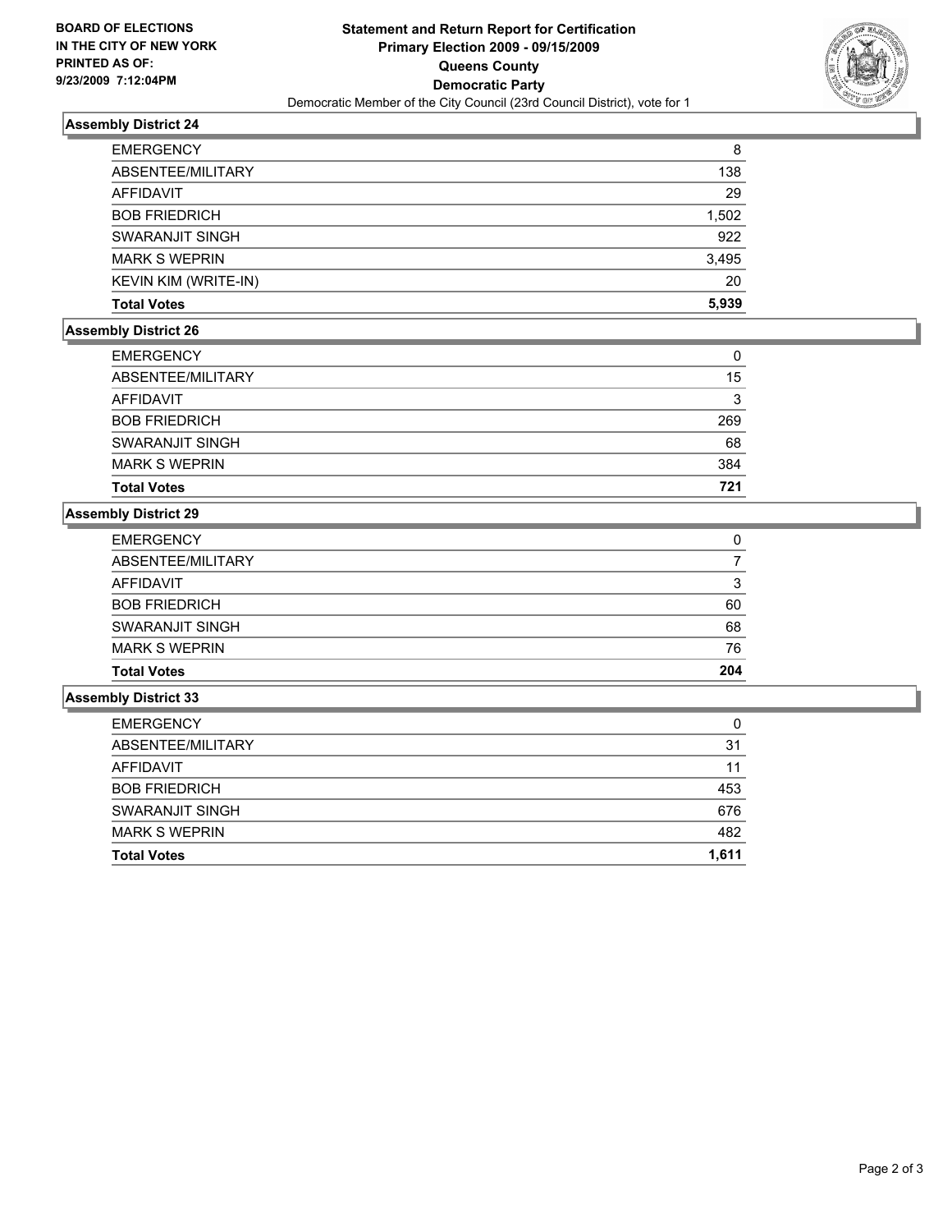BOARD OF ELECTIONS
IN THE CITY OF NEW YORK
PRINTED AS OF:
9/23/2009 7:12:04PM

**Statement and Return Report for Certification**
**Primary Election 2009 - 09/15/2009**
**Queens County**
**Democratic Party**
Democratic Member of the City Council (23rd Council District), vote for 1

### Assembly District 24

| | |
|---|---|
| EMERGENCY | 8 |
| ABSENTEE/MILITARY | 138 |
| AFFIDAVIT | 29 |
| BOB FRIEDRICH | 1,502 |
| SWARANJIT SINGH | 922 |
| MARK S WEPRIN | 3,495 |
| KEVIN KIM (WRITE-IN) | 20 |
| **Total Votes** | **5,939** |

### Assembly District 26

| | |
|---|---|
| EMERGENCY | 0 |
| ABSENTEE/MILITARY | 15 |
| AFFIDAVIT | 3 |
| BOB FRIEDRICH | 269 |
| SWARANJIT SINGH | 68 |
| MARK S WEPRIN | 384 |
| **Total Votes** | **721** |

### Assembly District 29

| | |
|---|---|
| EMERGENCY | 0 |
| ABSENTEE/MILITARY | 7 |
| AFFIDAVIT | 3 |
| BOB FRIEDRICH | 60 |
| SWARANJIT SINGH | 68 |
| MARK S WEPRIN | 76 |
| **Total Votes** | **204** |

### Assembly District 33

| | |
|---|---|
| EMERGENCY | 0 |
| ABSENTEE/MILITARY | 31 |
| AFFIDAVIT | 11 |
| BOB FRIEDRICH | 453 |
| SWARANJIT SINGH | 676 |
| MARK S WEPRIN | 482 |
| **Total Votes** | **1,611** |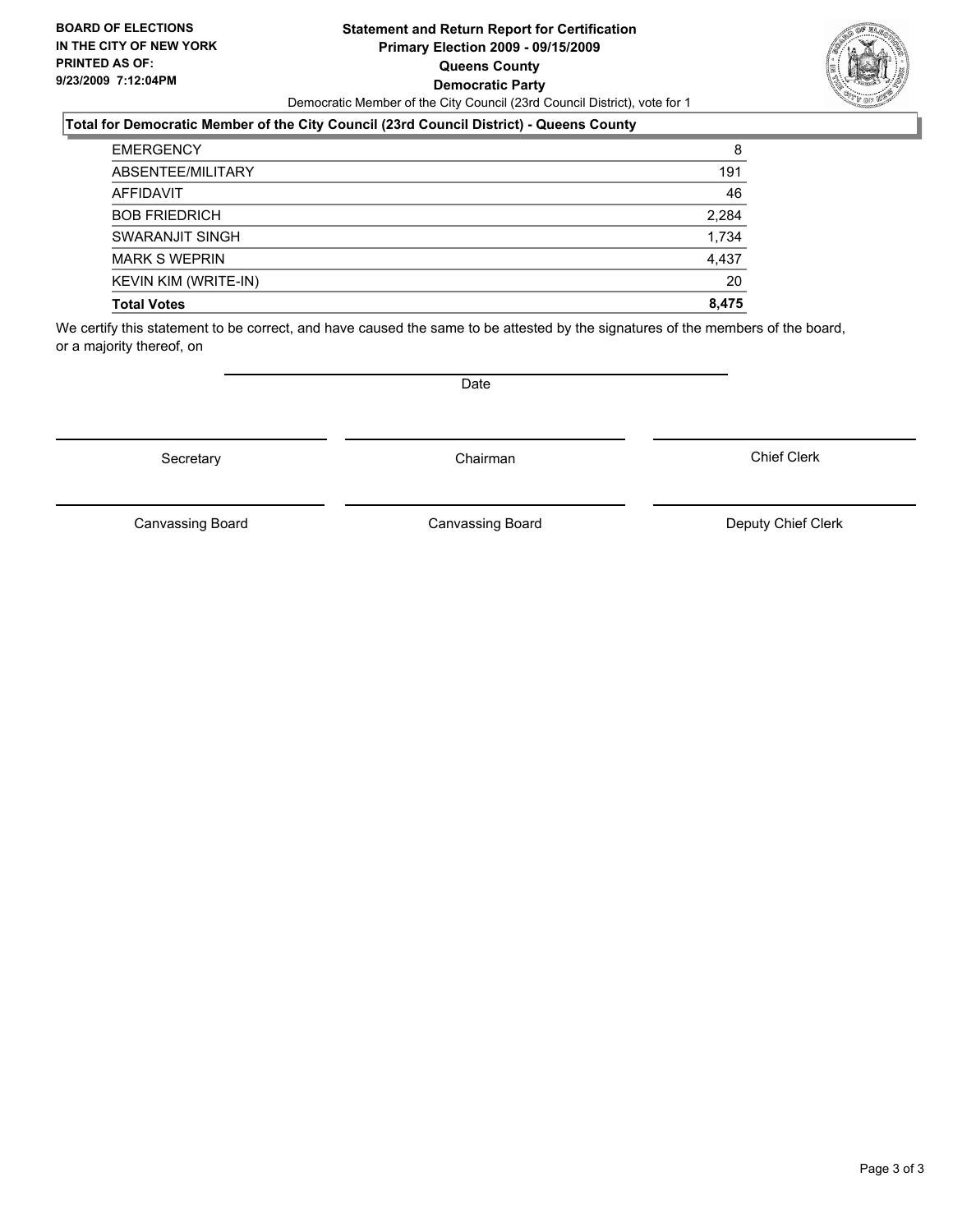**BOARD OF ELECTIONS IN THE CITY OF NEW YORK PRINTED AS OF: 9/23/2009 7:12:04PM**

**Statement and Return Report for Certification**
**Primary Election 2009 - 09/15/2009**
**Queens County**
**Democratic Party**

Democratic Member of the City Council (23rd Council District), vote for 1

**Total for Democratic Member of the City Council (23rd Council District) - Queens County**

| | |
|---|---|
| EMERGENCY | 8 |
| ABSENTEE/MILITARY | 191 |
| AFFIDAVIT | 46 |
| BOB FRIEDRICH | 2,284 |
| SWARANJIT SINGH | 1,734 |
| MARK S WEPRIN | 4,437 |
| KEVIN KIM (WRITE-IN) | 20 |
| **Total Votes** | **8,475** |

We certify this statement to be correct, and have caused the same to be attested by the signatures of the members of the board, or a majority thereof, on

Date

Secretary    Chairman    Chief Clerk

Canvassing Board    Canvassing Board    Deputy Chief Clerk